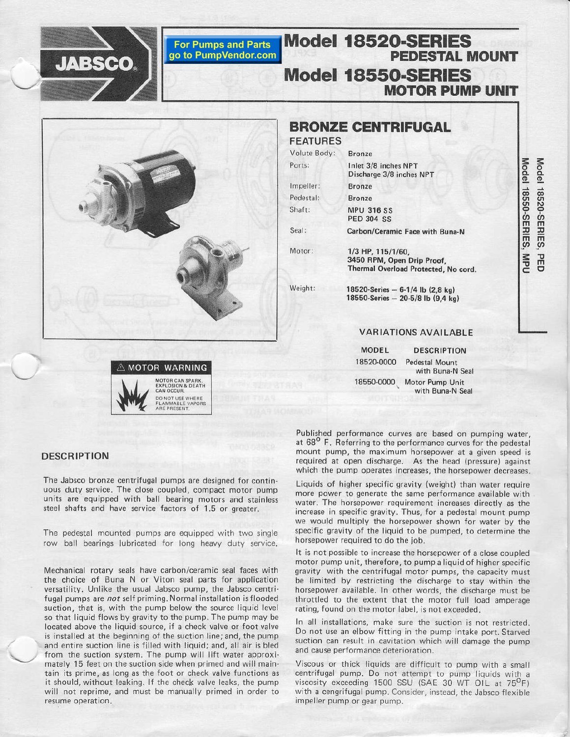JABSCO

For Pumps and Parts go to PumpVendor.com

# Model 18520-SERIES
## PEDESTAL MOUNT
# Model 18550-SERIES
## MOTOR PUMP UNIT

## BRONZE CENTRIFUGAL

### FEATURES

| | |
|---|---|
| Volute Body: | Bronze |
| Ports: | Inlet 3/8 inches NPT<br>Discharge 3/8 inches NPT |
| Impeller: | Bronze |
| Pedestal: | Bronze |
| Shaft: | MPU 316 SS<br>PED 304 SS |
| Seal: | Carbon/Ceramic Face with Buna-N |
| Motor: | 1/3 HP, 115/1/60,<br>3450 RPM, Open Drip Proof,<br>Thermal Overload Protected, No cord. |
| Weight: | 18520-Series – 6-1/4 lb (2,8 kg)<br>18550-Series – 20-5/8 lb (9,4 kg) |

### VARIATIONS AVAILABLE

| MODEL | DESCRIPTION |
|---|---|
| 18520-0000 | Pedestal Mount with Buna-N Seal |
| 18550-0000 | Motor Pump Unit with Buna-N Seal |

⚠ MOTOR WARNING

MOTOR CAN SPARK. EXPLOSION & DEATH CAN OCCUR.
DO NOT USE WHERE FLAMMABLE VAPORS ARE PRESENT.

### DESCRIPTION

The Jabsco bronze centrifugal pumps are designed for continuous duty service. The close coupled, compact motor pump units are equipped with ball bearing motors and stainless steel shafts and have service factors of 1.5 or greater.

The pedestal mounted pumps are equipped with two single row ball bearings lubricated for long heavy duty service.

Mechanical rotary seals have carbon/ceramic seal faces with the choice of Buna N or Viton seal parts for application versatility. Unlike the usual Jabsco pump, the Jabsco centrifugal pumps are *not* self priming. Normal installation is flooded suction, that is, with the pump below the source liquid level so that liquid flows by gravity to the pump. The pump may be located above the liquid source, if a check valve or foot valve is installed at the beginning of the suction line; and, the pump and entire suction line is filled with liquid; and, all air is bled from the suction system. The pump will lift water approximately 15 feet on the suction side when primed and will maintain its prime, as long as the foot or check valve functions as it should, without leaking. If the check valve leaks, the pump will not reprime, and must be manually primed in order to resume operation.

Published performance curves are based on pumping water, at 68° F. Referring to the performance curves for the pedestal mount pump, the maximum horsepower at a given speed is required at open discharge. As the head (pressure) against which the pump operates increases, the horsepower decreases.

Liquids of higher specific gravity (weight) than water require more power to generate the same performance available with water. The horsepower requirement increases directly as the increase in specific gravity. Thus, for a pedestal mount pump we would multiply the horsepower shown for water by the specific gravity of the liquid to be pumped, to determine the horsepower required to do the job.

It is not possible to increase the horsepower of a close coupled motor pump unit, therefore, to pump a liquid of higher specific gravity with the centrifugal motor pumps, the capacity must be limited by restricting the discharge to stay within the horsepower available. In other words, the discharge must be throttled to the extent that the motor full load amperage rating, found on the motor label, is not exceeded.

In all installations, make sure the suction is not restricted. Do not use an elbow fitting in the pump intake port. Starved suction can result in cavitation which will damage the pump and cause performance deterioration.

Viscous or thick liquids are difficult to pump with a small centrifugal pump. Do not attempt to pump liquids with a viscosity exceeding 1500 SSU (SAE 30 WT OIL at 75°F) with a cengrifugal pump. Consider, instead, the Jabsco flexible impeller pump or gear pump.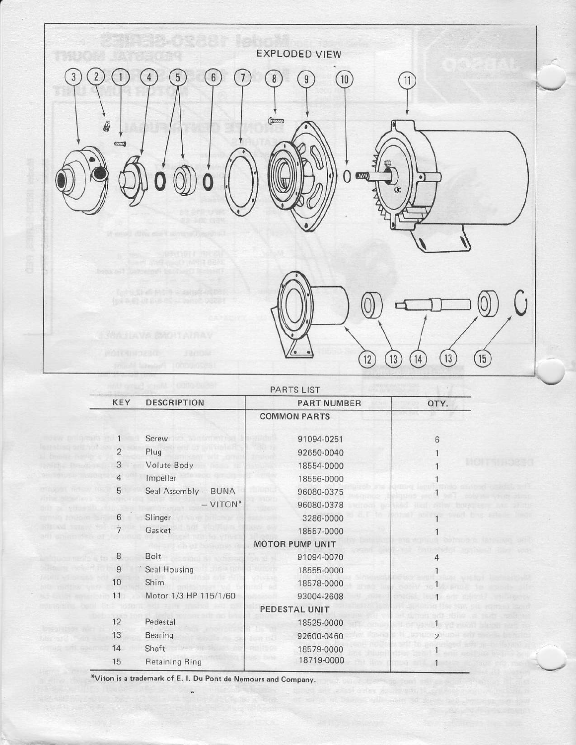## EXPLODED VIEW

## PARTS LIST

| KEY | DESCRIPTION | PART NUMBER | QTY. |
|---|---|---|---|
| | | **COMMON PARTS** | |
| 1 | Screw | 91094-0251 | 6 |
| 2 | Plug | 92650-0040 | 1 |
| 3 | Volute Body | 18554-0000 | 1 |
| 4 | Impeller | 18556-0000 | 1 |
| 5 | Seal Assembly — BUNA | 96080-0375 | 1 |
| | — VITON* | 96080-0378 | |
| 6 | Slinger | 3286-0000 | 1 |
| 7 | Gasket | 18557-0000 | 1 |
| | | **MOTOR PUMP UNIT** | |
| 8 | Bolt | 91094-0070 | 4 |
| 9 | Seal Housing | 18555-0000 | 1 |
| 10 | Shim | 18578-0000 | 1 |
| 11 | Motor 1/3 HP 115/1/60 | 93004-2608 | 1 |
| | | **PEDESTAL UNIT** | |
| 12 | Pedestal | 18525-0000 | 1 |
| 13 | Bearing | 92600-0460 | 2 |
| 14 | Shaft | 18579-0000 | 1 |
| 15 | Retaining Ring | 18719-0000 | 1 |

*Viton is a trademark of E. I. Du Pont de Nemours and Company.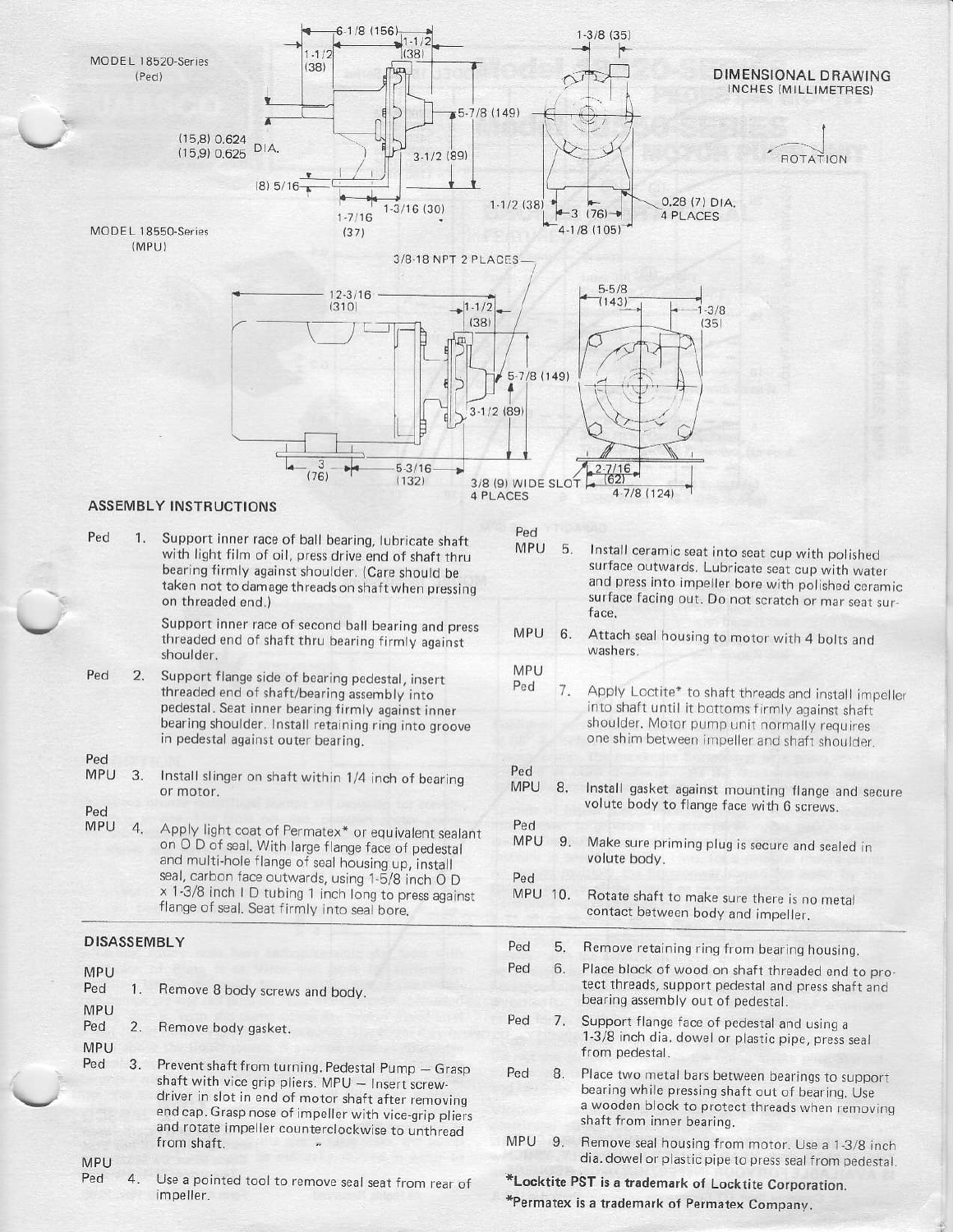## DIMENSIONAL DRAWING

INCHES (MILLIMETRES)

MODEL 18520-Series (Ped)

MODEL 18550-Series (MPU)

6-1/8 (156) 1-1/2 (38) 1-1/2 (38) 5-7/8 (149) 3-1/2 (89) (15,8) 0.624 (15,9) 0.625 DIA. (8) 5/16 1-7/16 (37) 1-3/16 (30) 1-3/8 (35) 1-1/2 (38) 3 (76) 4-1/8 (105) 0.28 (7) DIA. 4 PLACES ROTATION

3/8-18 NPT 2 PLACES 12-3/16 (310) 1-1/2 (38) 5-7/8 (149) 3-1/2 (89) 3 (76) 5-3/16 (132) 3/8 (9) WIDE SLOT 4 PLACES 5-5/8 (143) 1-3/8 (35) 2-7/16 (62) 4-7/8 (124)

## ASSEMBLY INSTRUCTIONS

Ped 1. Support inner race of ball bearing, lubricate shaft with light film of oil, press drive end of shaft thru bearing firmly against shoulder. (Care should be taken not to damage threads on shaft when pressing on threaded end.)

Support inner race of second ball bearing and press threaded end of shaft thru bearing firmly against shoulder.

Ped 2. Support flange side of bearing pedestal, insert threaded end of shaft/bearing assembly into pedestal. Seat inner bearing firmly against inner bearing shoulder. Install retaining ring into groove in pedestal against outer bearing.

Ped MPU 3. Install slinger on shaft within 1/4 inch of bearing or motor.

Ped MPU 4. Apply light coat of Permatex* or equivalent sealant on O D of seal. With large flange face of pedestal and multi-hole flange of seal housing up, install seal, carbon face outwards, using 1-5/8 inch O D x 1-3/8 inch I D tubing 1 inch long to press against flange of seal. Seat firmly into seal bore.

Ped MPU 5. Install ceramic seat into seat cup with polished surface outwards. Lubricate seat cup with water and press into impeller bore with polished ceramic surface facing out. Do not scratch or mar seat surface.

MPU 6. Attach seal housing to motor with 4 bolts and washers.

MPU Ped 7. Apply Loctite* to shaft threads and install impeller into shaft until it bottoms firmly against shaft shoulder. Motor pump unit normally requires one shim between impeller and shaft shoulder.

Ped MPU 8. Install gasket against mounting flange and secure volute body to flange face with 6 screws.

Ped MPU 9. Make sure priming plug is secure and sealed in volute body.

Ped MPU 10. Rotate shaft to make sure there is no metal contact between body and impeller.

## DISASSEMBLY

MPU Ped 1. Remove 8 body screws and body.

MPU Ped 2. Remove body gasket.

MPU Ped 3. Prevent shaft from turning. Pedestal Pump — Grasp shaft with vice grip pliers. MPU — Insert screwdriver in slot in end of motor shaft after removing end cap. Grasp nose of impeller with vice-grip pliers and rotate impeller counterclockwise to unthread from shaft.

MPU Ped 4. Use a pointed tool to remove seal seat from rear of impeller.

Ped 5. Remove retaining ring from bearing housing.

Ped 6. Place block of wood on shaft threaded end to protect threads, support pedestal and press shaft and bearing assembly out of pedestal.

Ped 7. Support flange face of pedestal and using a 1-3/8 inch dia. dowel or plastic pipe, press seal from pedestal.

Ped 8. Place two metal bars between bearings to support bearing while pressing shaft out of bearing. Use a wooden block to protect threads when removing shaft from inner bearing.

MPU 9. Remove seal housing from motor. Use a 1-3/8 inch dia. dowel or plastic pipe to press seal from pedestal.

**\*Locktite PST is a trademark of Locktite Corporation.**

**\*Permatex is a trademark of Permatex Company.**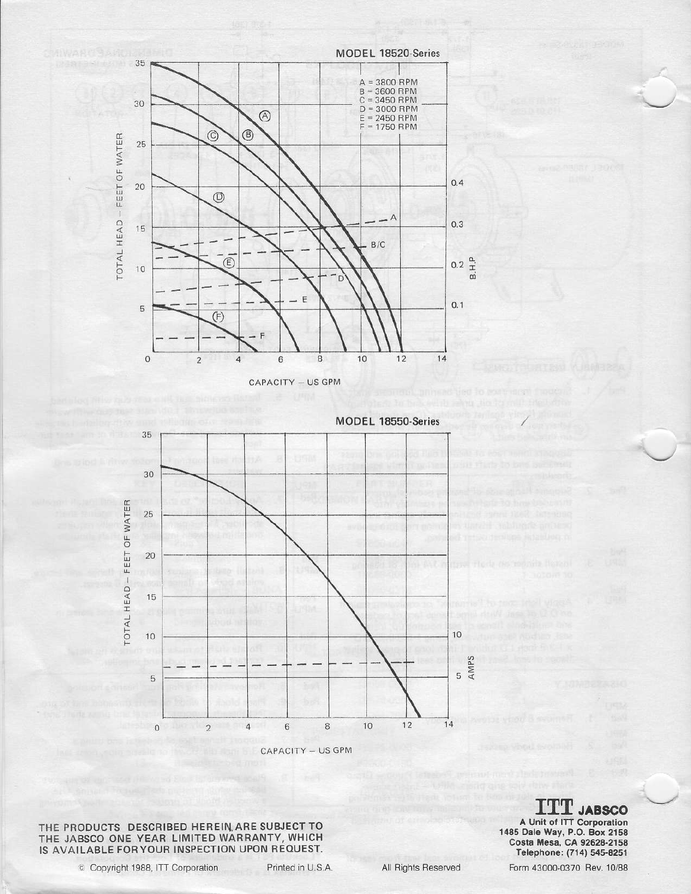MODEL 18520-Series

A = 3800 RPM
B = 3600 RPM
C = 3450 RPM
D = 3000 RPM
E = 2450 RPM
F = 1750 RPM

TOTAL HEAD – FEET OF WATER

35
30
25
20
15
10
5
0

2
4
6
8
10
12
14

CAPACITY – US GPM

B.H.P.

0.4
0.3
0.2
0.1

A
B/C
D
E
F

MODEL 18550-Series

TOTAL HEAD – FEET OF WATER

35
30
25
20
15
10
5
0

2
4
6
8
10
12
14

CAPACITY – US GPM

AMPS

10
5

THE PRODUCTS DESCRIBED HEREIN ARE SUBJECT TO THE JABSCO ONE YEAR LIMITED WARRANTY, WHICH IS AVAILABLE FOR YOUR INSPECTION UPON REQUEST.

**ITT JABSCO**
A Unit of ITT Corporation
1485 Dale Way, P.O. Box 2158
Costa Mesa, CA 92628-2158
Telephone: (714) 545-8251

© Copyright 1988, ITT Corporation    Printed in U.S.A.    All Rights Reserved    Form 43000-0370 Rev. 10/88